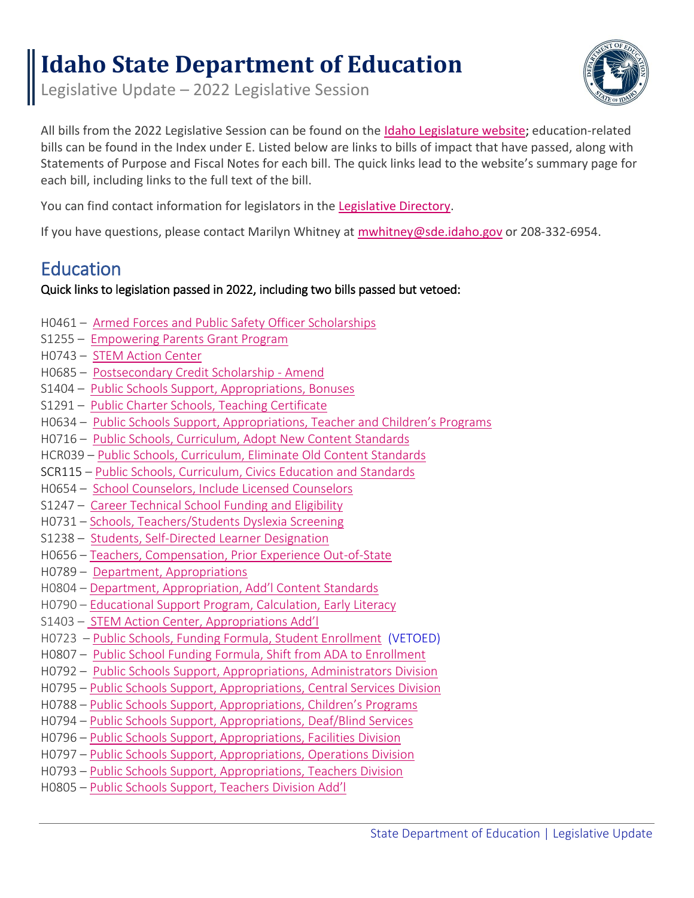# Idaho State Department of Education

Legislative Update – 2022 Legislative Session

All bills from the 2022 Legislative Session can be found on the Idaho Legislature website; education-related bills can be found in the Index under E. Listed below are links to bills of impact that have passed, along with Statements of Purpose and Fiscal Notes for each bill. The quick links lead to the website's summary page for each bill, including links to the full text of the bill.

You can find contact information for legislators in the Legislative Directory.

If you have questions, please contact Marilyn Whitney at mwhitney@sde.idaho.gov or 208-332-6954.

## Education

**Quick links to legislation passed in 2022, including two bills passed but vetoed:**

H0461 – Armed Forces and Public Safety Officer Scholarships
S1255 – Empowering Parents Grant Program
H0743 – STEM Action Center
H0685 – Postsecondary Credit Scholarship - Amend
S1404 – Public Schools Support, Appropriations, Bonuses
S1291 – Public Charter Schools, Teaching Certificate
H0634 – Public Schools Support, Appropriations, Teacher and Children's Programs
H0716 – Public Schools, Curriculum, Adopt New Content Standards
HCR039 – Public Schools, Curriculum, Eliminate Old Content Standards
SCR115 – Public Schools, Curriculum, Civics Education and Standards
H0654 – School Counselors, Include Licensed Counselors
S1247 – Career Technical School Funding and Eligibility
H0731 – Schools, Teachers/Students Dyslexia Screening
S1238 – Students, Self-Directed Learner Designation
H0656 – Teachers, Compensation, Prior Experience Out-of-State
H0789 – Department, Appropriations
H0804 – Department, Appropriation, Add'l Content Standards
H0790 – Educational Support Program, Calculation, Early Literacy
S1403 – STEM Action Center, Appropriations Add'l
H0723 – Public Schools, Funding Formula, Student Enrollment (VETOED)
H0807 – Public School Funding Formula, Shift from ADA to Enrollment
H0792 – Public Schools Support, Appropriations, Administrators Division
H0795 – Public Schools Support, Appropriations, Central Services Division
H0788 – Public Schools Support, Appropriations, Children's Programs
H0794 – Public Schools Support, Appropriations, Deaf/Blind Services
H0796 – Public Schools Support, Appropriations, Facilities Division
H0797 – Public Schools Support, Appropriations, Operations Division
H0793 – Public Schools Support, Appropriations, Teachers Division
H0805 – Public Schools Support, Teachers Division Add'l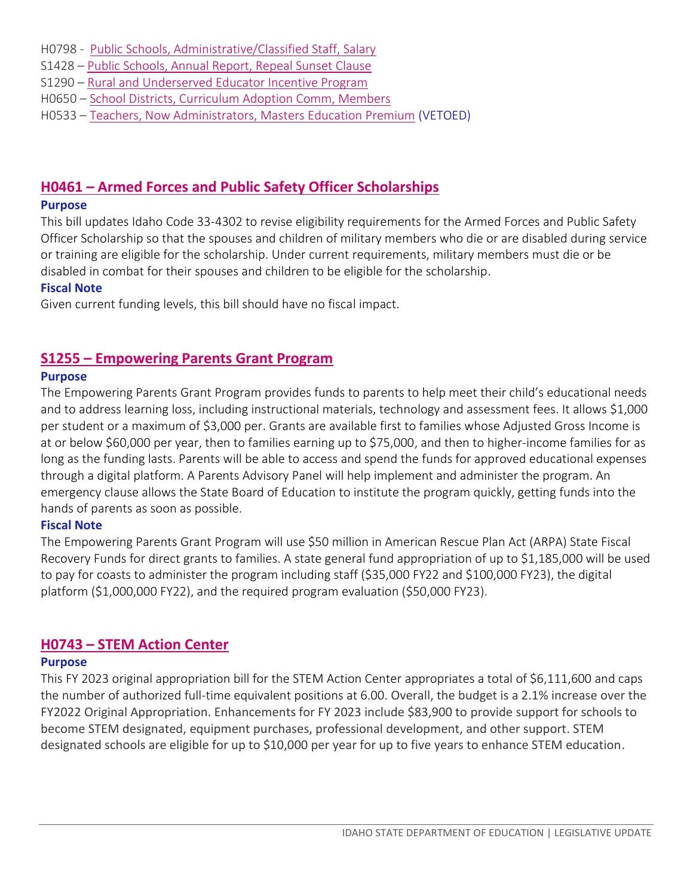H0798 - Public Schools, Administrative/Classified Staff, Salary
S1428 – Public Schools, Annual Report, Repeal Sunset Clause
S1290 – Rural and Underserved Educator Incentive Program
H0650 – School Districts, Curriculum Adoption Comm, Members
H0533 – Teachers, Now Administrators, Masters Education Premium (VETOED)

## H0461 – Armed Forces and Public Safety Officer Scholarships

**Purpose**

This bill updates Idaho Code 33-4302 to revise eligibility requirements for the Armed Forces and Public Safety Officer Scholarship so that the spouses and children of military members who die or are disabled during service or training are eligible for the scholarship. Under current requirements, military members must die or be disabled in combat for their spouses and children to be eligible for the scholarship.

**Fiscal Note**

Given current funding levels, this bill should have no fiscal impact.

## S1255 – Empowering Parents Grant Program

**Purpose**

The Empowering Parents Grant Program provides funds to parents to help meet their child's educational needs and to address learning loss, including instructional materials, technology and assessment fees. It allows $1,000 per student or a maximum of $3,000 per. Grants are available first to families whose Adjusted Gross Income is at or below $60,000 per year, then to families earning up to $75,000, and then to higher-income families for as long as the funding lasts. Parents will be able to access and spend the funds for approved educational expenses through a digital platform. A Parents Advisory Panel will help implement and administer the program. An emergency clause allows the State Board of Education to institute the program quickly, getting funds into the hands of parents as soon as possible.

**Fiscal Note**

The Empowering Parents Grant Program will use $50 million in American Rescue Plan Act (ARPA) State Fiscal Recovery Funds for direct grants to families. A state general fund appropriation of up to $1,185,000 will be used to pay for coasts to administer the program including staff ($35,000 FY22 and $100,000 FY23), the digital platform ($1,000,000 FY22), and the required program evaluation ($50,000 FY23).

## H0743 – STEM Action Center

**Purpose**

This FY 2023 original appropriation bill for the STEM Action Center appropriates a total of $6,111,600 and caps the number of authorized full-time equivalent positions at 6.00. Overall, the budget is a 2.1% increase over the FY2022 Original Appropriation. Enhancements for FY 2023 include $83,900 to provide support for schools to become STEM designated, equipment purchases, professional development, and other support. STEM designated schools are eligible for up to $10,000 per year for up to five years to enhance STEM education.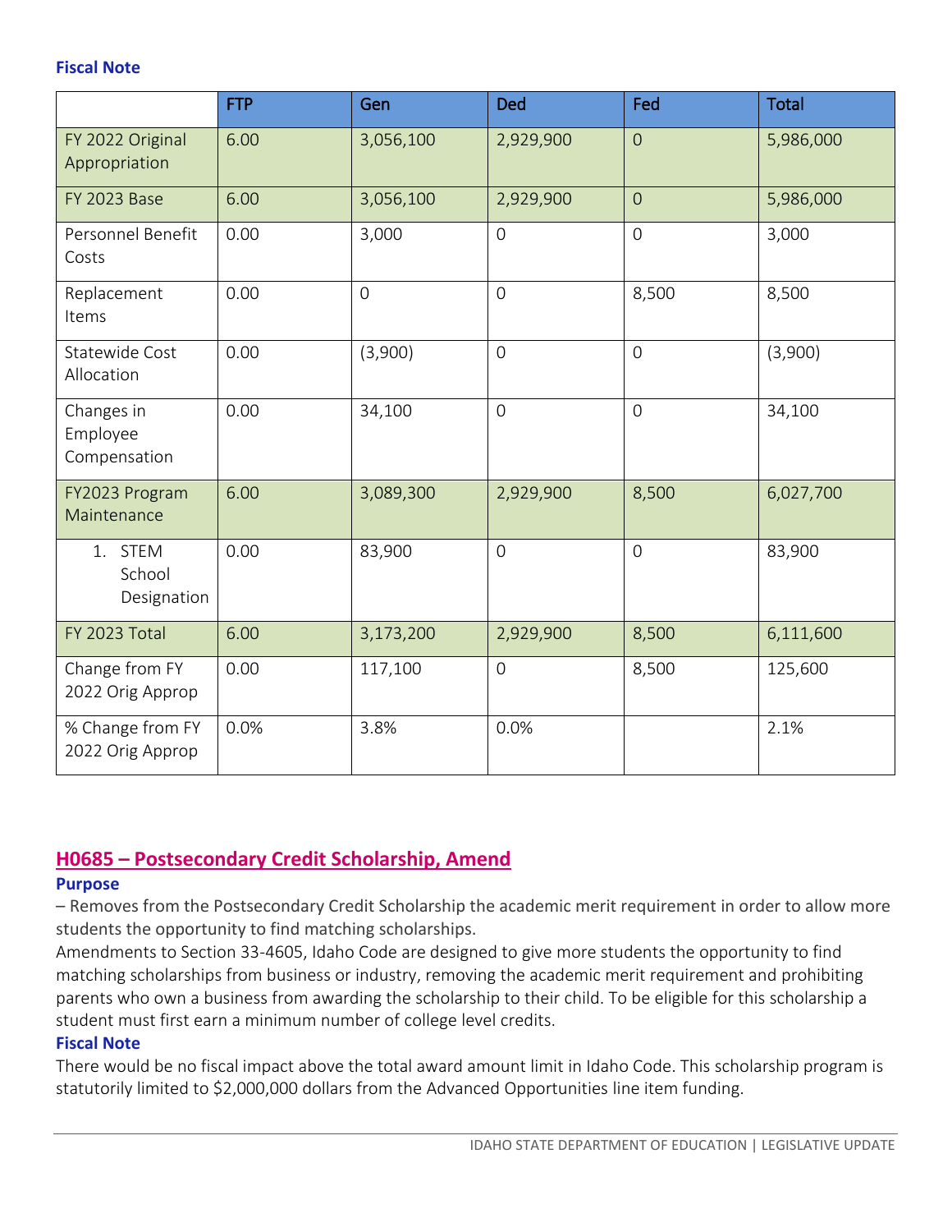**Fiscal Note**

| | FTP | Gen | Ded | Fed | Total |
|---|---|---|---|---|---|
| FY 2022 Original Appropriation | 6.00 | 3,056,100 | 2,929,900 | 0 | 5,986,000 |
| FY 2023 Base | 6.00 | 3,056,100 | 2,929,900 | 0 | 5,986,000 |
| Personnel Benefit Costs | 0.00 | 3,000 | 0 | 0 | 3,000 |
| Replacement Items | 0.00 | 0 | 0 | 8,500 | 8,500 |
| Statewide Cost Allocation | 0.00 | (3,900) | 0 | 0 | (3,900) |
| Changes in Employee Compensation | 0.00 | 34,100 | 0 | 0 | 34,100 |
| FY2023 Program Maintenance | 6.00 | 3,089,300 | 2,929,900 | 8,500 | 6,027,700 |
| 1. STEM School Designation | 0.00 | 83,900 | 0 | 0 | 83,900 |
| FY 2023 Total | 6.00 | 3,173,200 | 2,929,900 | 8,500 | 6,111,600 |
| Change from FY 2022 Orig Approp | 0.00 | 117,100 | 0 | 8,500 | 125,600 |
| % Change from FY 2022 Orig Approp | 0.0% | 3.8% | 0.0% | | 2.1% |

## H0685 – Postsecondary Credit Scholarship, Amend

**Purpose**

– Removes from the Postsecondary Credit Scholarship the academic merit requirement in order to allow more students the opportunity to find matching scholarships.

Amendments to Section 33-4605, Idaho Code are designed to give more students the opportunity to find matching scholarships from business or industry, removing the academic merit requirement and prohibiting parents who own a business from awarding the scholarship to their child. To be eligible for this scholarship a student must first earn a minimum number of college level credits.

**Fiscal Note**

There would be no fiscal impact above the total award amount limit in Idaho Code. This scholarship program is statutorily limited to $2,000,000 dollars from the Advanced Opportunities line item funding.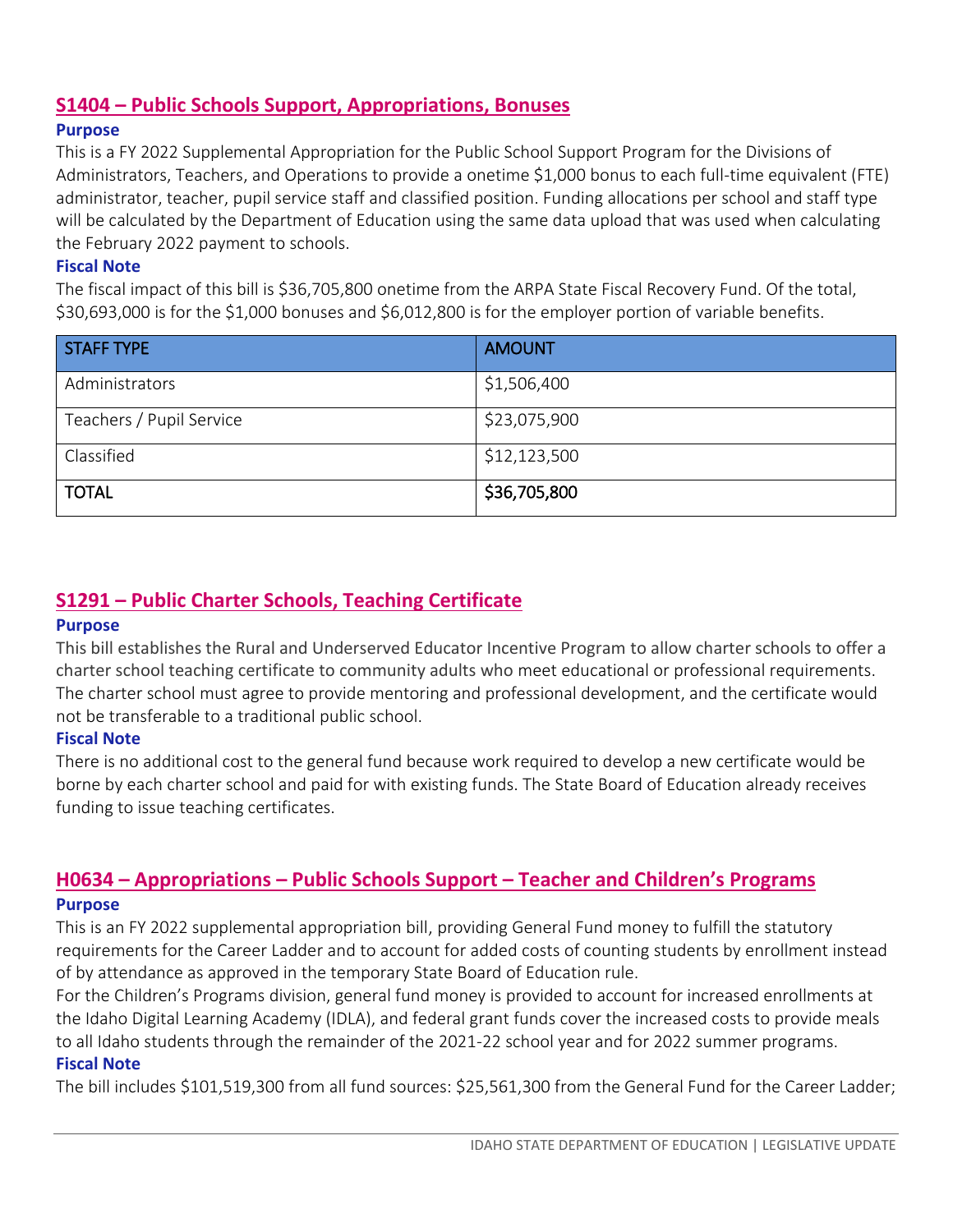## S1404 – Public Schools Support, Appropriations, Bonuses

### Purpose

This is a FY 2022 Supplemental Appropriation for the Public School Support Program for the Divisions of Administrators, Teachers, and Operations to provide a onetime $1,000 bonus to each full-time equivalent (FTE) administrator, teacher, pupil service staff and classified position. Funding allocations per school and staff type will be calculated by the Department of Education using the same data upload that was used when calculating the February 2022 payment to schools.

### Fiscal Note

The fiscal impact of this bill is $36,705,800 onetime from the ARPA State Fiscal Recovery Fund. Of the total, $30,693,000 is for the $1,000 bonuses and $6,012,800 is for the employer portion of variable benefits.

| STAFF TYPE | AMOUNT |
|---|---|
| Administrators | $1,506,400 |
| Teachers / Pupil Service | $23,075,900 |
| Classified | $12,123,500 |
| **TOTAL** | **$36,705,800** |

## S1291 – Public Charter Schools, Teaching Certificate

### Purpose

This bill establishes the Rural and Underserved Educator Incentive Program to allow charter schools to offer a charter school teaching certificate to community adults who meet educational or professional requirements. The charter school must agree to provide mentoring and professional development, and the certificate would not be transferable to a traditional public school.

### Fiscal Note

There is no additional cost to the general fund because work required to develop a new certificate would be borne by each charter school and paid for with existing funds. The State Board of Education already receives funding to issue teaching certificates.

## H0634 – Appropriations – Public Schools Support – Teacher and Children's Programs

### Purpose

This is an FY 2022 supplemental appropriation bill, providing General Fund money to fulfill the statutory requirements for the Career Ladder and to account for added costs of counting students by enrollment instead of by attendance as approved in the temporary State Board of Education rule.

For the Children's Programs division, general fund money is provided to account for increased enrollments at the Idaho Digital Learning Academy (IDLA), and federal grant funds cover the increased costs to provide meals to all Idaho students through the remainder of the 2021-22 school year and for 2022 summer programs.

### Fiscal Note

The bill includes $101,519,300 from all fund sources: $25,561,300 from the General Fund for the Career Ladder;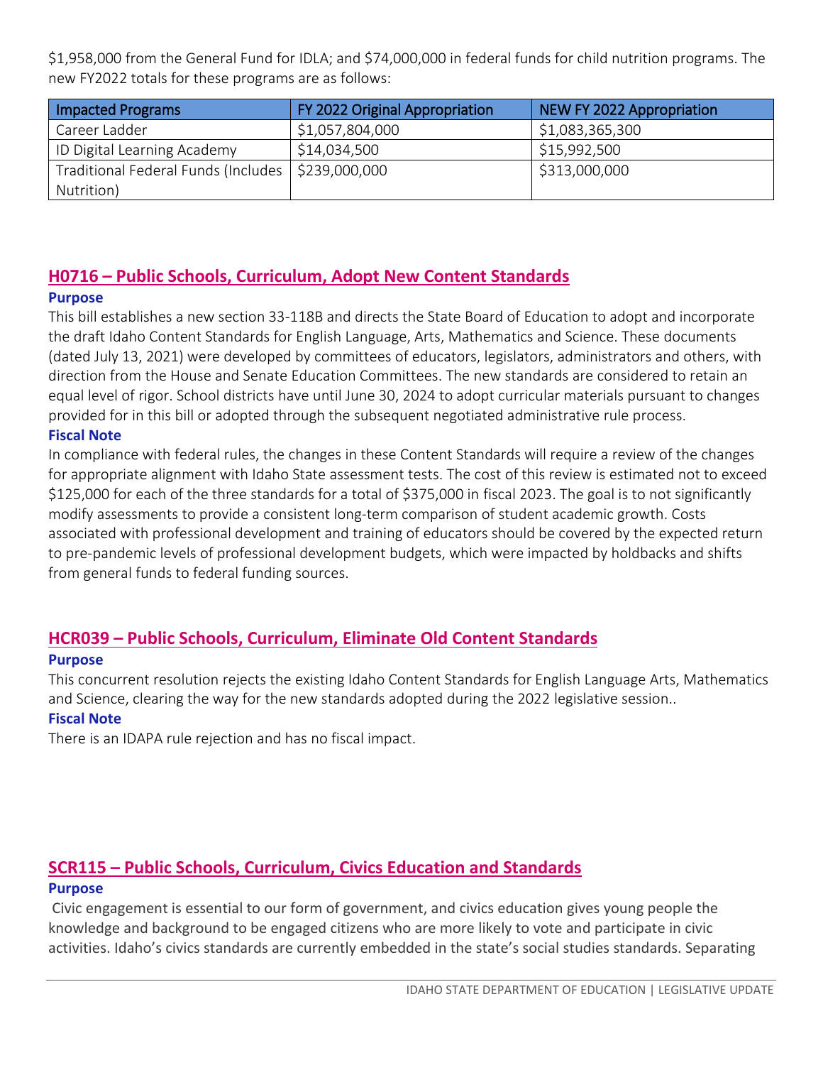$1,958,000 from the General Fund for IDLA; and $74,000,000 in federal funds for child nutrition programs. The new FY2022 totals for these programs are as follows:

| Impacted Programs | FY 2022 Original Appropriation | NEW FY 2022 Appropriation |
|---|---|---|
| Career Ladder | $1,057,804,000 | $1,083,365,300 |
| ID Digital Learning Academy | $14,034,500 | $15,992,500 |
| Traditional Federal Funds (Includes Nutrition) | $239,000,000 | $313,000,000 |

## H0716 – Public Schools, Curriculum, Adopt New Content Standards

**Purpose**

This bill establishes a new section 33-118B and directs the State Board of Education to adopt and incorporate the draft Idaho Content Standards for English Language, Arts, Mathematics and Science. These documents (dated July 13, 2021) were developed by committees of educators, legislators, administrators and others, with direction from the House and Senate Education Committees. The new standards are considered to retain an equal level of rigor. School districts have until June 30, 2024 to adopt curricular materials pursuant to changes provided for in this bill or adopted through the subsequent negotiated administrative rule process.

**Fiscal Note**

In compliance with federal rules, the changes in these Content Standards will require a review of the changes for appropriate alignment with Idaho State assessment tests. The cost of this review is estimated not to exceed $125,000 for each of the three standards for a total of $375,000 in fiscal 2023. The goal is to not significantly modify assessments to provide a consistent long-term comparison of student academic growth. Costs associated with professional development and training of educators should be covered by the expected return to pre-pandemic levels of professional development budgets, which were impacted by holdbacks and shifts from general funds to federal funding sources.

## HCR039 – Public Schools, Curriculum, Eliminate Old Content Standards

**Purpose**

This concurrent resolution rejects the existing Idaho Content Standards for English Language Arts, Mathematics and Science, clearing the way for the new standards adopted during the 2022 legislative session..

**Fiscal Note**

There is an IDAPA rule rejection and has no fiscal impact.

## SCR115 – Public Schools, Curriculum, Civics Education and Standards

**Purpose**

Civic engagement is essential to our form of government, and civics education gives young people the knowledge and background to be engaged citizens who are more likely to vote and participate in civic activities. Idaho's civics standards are currently embedded in the state's social studies standards. Separating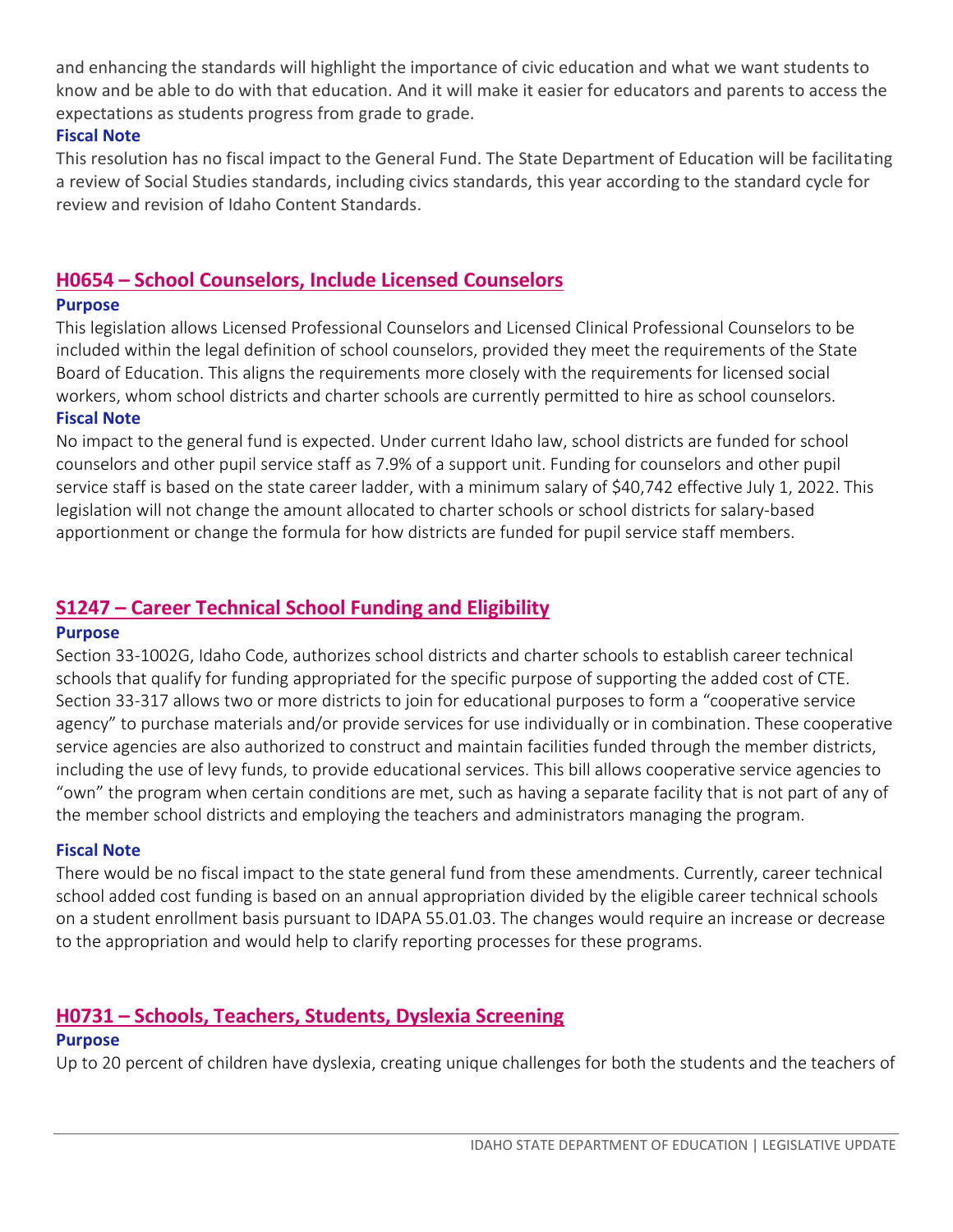and enhancing the standards will highlight the importance of civic education and what we want students to know and be able to do with that education. And it will make it easier for educators and parents to access the expectations as students progress from grade to grade.

**Fiscal Note**

This resolution has no fiscal impact to the General Fund. The State Department of Education will be facilitating a review of Social Studies standards, including civics standards, this year according to the standard cycle for review and revision of Idaho Content Standards.

## H0654 – School Counselors, Include Licensed Counselors

**Purpose**

This legislation allows Licensed Professional Counselors and Licensed Clinical Professional Counselors to be included within the legal definition of school counselors, provided they meet the requirements of the State Board of Education. This aligns the requirements more closely with the requirements for licensed social workers, whom school districts and charter schools are currently permitted to hire as school counselors.

**Fiscal Note**

No impact to the general fund is expected. Under current Idaho law, school districts are funded for school counselors and other pupil service staff as 7.9% of a support unit. Funding for counselors and other pupil service staff is based on the state career ladder, with a minimum salary of $40,742 effective July 1, 2022. This legislation will not change the amount allocated to charter schools or school districts for salary-based apportionment or change the formula for how districts are funded for pupil service staff members.

## S1247 – Career Technical School Funding and Eligibility

**Purpose**

Section 33-1002G, Idaho Code, authorizes school districts and charter schools to establish career technical schools that qualify for funding appropriated for the specific purpose of supporting the added cost of CTE. Section 33-317 allows two or more districts to join for educational purposes to form a "cooperative service agency" to purchase materials and/or provide services for use individually or in combination. These cooperative service agencies are also authorized to construct and maintain facilities funded through the member districts, including the use of levy funds, to provide educational services. This bill allows cooperative service agencies to "own" the program when certain conditions are met, such as having a separate facility that is not part of any of the member school districts and employing the teachers and administrators managing the program.

**Fiscal Note**

There would be no fiscal impact to the state general fund from these amendments. Currently, career technical school added cost funding is based on an annual appropriation divided by the eligible career technical schools on a student enrollment basis pursuant to IDAPA 55.01.03. The changes would require an increase or decrease to the appropriation and would help to clarify reporting processes for these programs.

## H0731 – Schools, Teachers, Students, Dyslexia Screening

**Purpose**

Up to 20 percent of children have dyslexia, creating unique challenges for both the students and the teachers of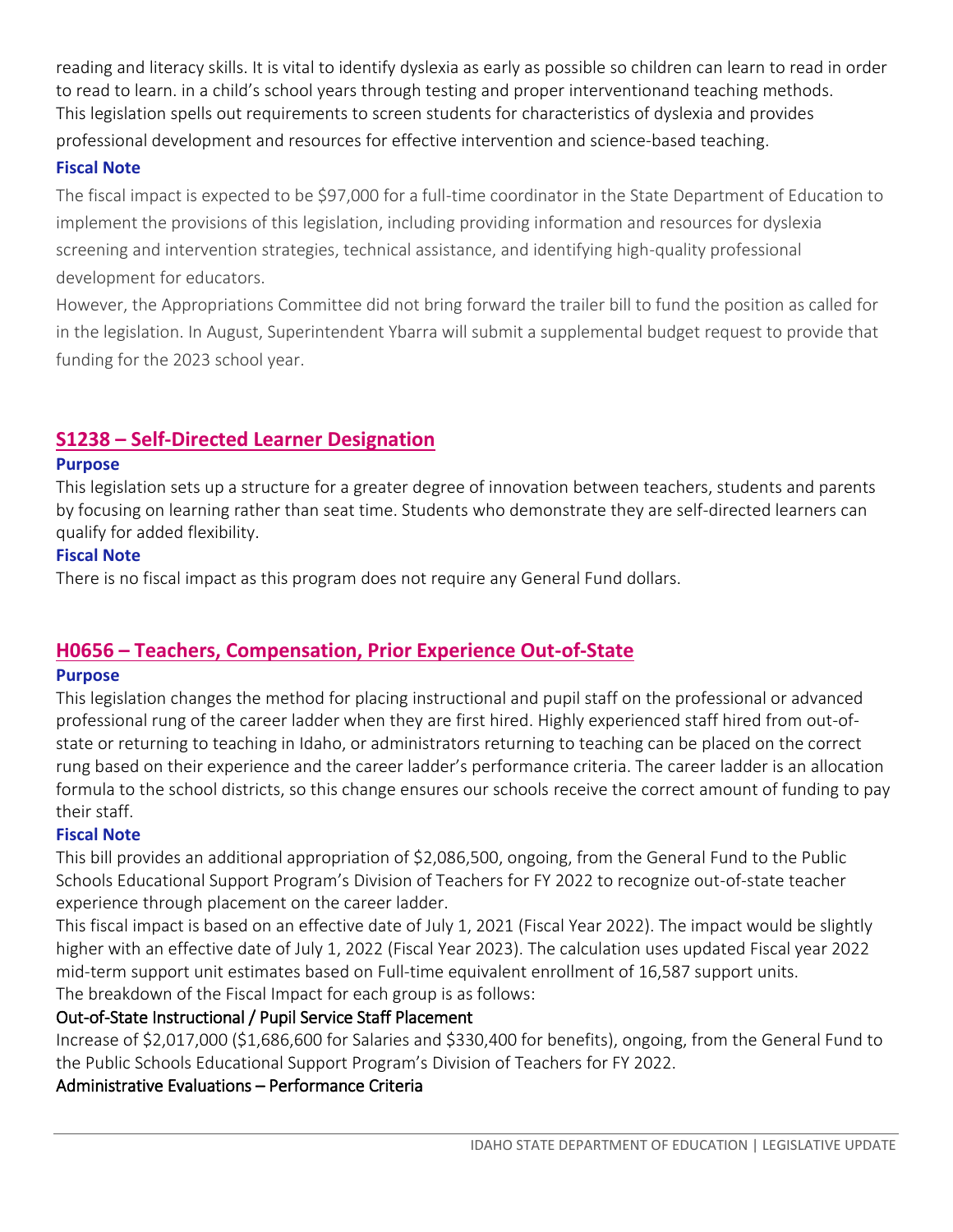reading and literacy skills. It is vital to identify dyslexia as early as possible so children can learn to read in order to read to learn. in a child's school years through testing and proper interventionand teaching methods. This legislation spells out requirements to screen students for characteristics of dyslexia and provides professional development and resources for effective intervention and science-based teaching.

### Fiscal Note

The fiscal impact is expected to be $97,000 for a full-time coordinator in the State Department of Education to implement the provisions of this legislation, including providing information and resources for dyslexia screening and intervention strategies, technical assistance, and identifying high-quality professional development for educators.

However, the Appropriations Committee did not bring forward the trailer bill to fund the position as called for in the legislation. In August, Superintendent Ybarra will submit a supplemental budget request to provide that funding for the 2023 school year.

## S1238 – Self-Directed Learner Designation

### Purpose

This legislation sets up a structure for a greater degree of innovation between teachers, students and parents by focusing on learning rather than seat time. Students who demonstrate they are self-directed learners can qualify for added flexibility.

### Fiscal Note

There is no fiscal impact as this program does not require any General Fund dollars.

## H0656 – Teachers, Compensation, Prior Experience Out-of-State

### Purpose

This legislation changes the method for placing instructional and pupil staff on the professional or advanced professional rung of the career ladder when they are first hired. Highly experienced staff hired from out-of-state or returning to teaching in Idaho, or administrators returning to teaching can be placed on the correct rung based on their experience and the career ladder's performance criteria. The career ladder is an allocation formula to the school districts, so this change ensures our schools receive the correct amount of funding to pay their staff.

### Fiscal Note

This bill provides an additional appropriation of $2,086,500, ongoing, from the General Fund to the Public Schools Educational Support Program's Division of Teachers for FY 2022 to recognize out-of-state teacher experience through placement on the career ladder.

This fiscal impact is based on an effective date of July 1, 2021 (Fiscal Year 2022). The impact would be slightly higher with an effective date of July 1, 2022 (Fiscal Year 2023). The calculation uses updated Fiscal year 2022 mid-term support unit estimates based on Full-time equivalent enrollment of 16,587 support units.

The breakdown of the Fiscal Impact for each group is as follows:

Out-of-State Instructional / Pupil Service Staff Placement

Increase of $2,017,000 ($1,686,600 for Salaries and $330,400 for benefits), ongoing, from the General Fund to the Public Schools Educational Support Program's Division of Teachers for FY 2022.

Administrative Evaluations – Performance Criteria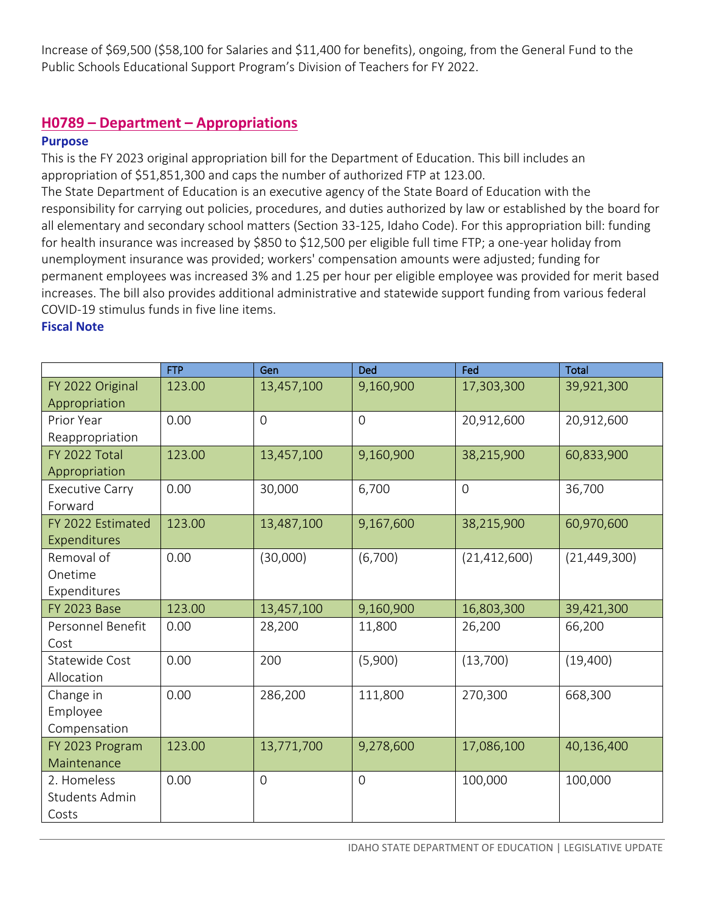Increase of $69,500 ($58,100 for Salaries and $11,400 for benefits), ongoing, from the General Fund to the Public Schools Educational Support Program's Division of Teachers for FY 2022.

## H0789 – Department – Appropriations

**Purpose**

This is the FY 2023 original appropriation bill for the Department of Education. This bill includes an appropriation of $51,851,300 and caps the number of authorized FTP at 123.00.

The State Department of Education is an executive agency of the State Board of Education with the responsibility for carrying out policies, procedures, and duties authorized by law or established by the board for all elementary and secondary school matters (Section 33-125, Idaho Code). For this appropriation bill: funding for health insurance was increased by $850 to $12,500 per eligible full time FTP; a one-year holiday from unemployment insurance was provided; workers' compensation amounts were adjusted; funding for permanent employees was increased 3% and 1.25 per hour per eligible employee was provided for merit based increases. The bill also provides additional administrative and statewide support funding from various federal COVID-19 stimulus funds in five line items.

**Fiscal Note**

| | FTP | Gen | Ded | Fed | Total |
|---|---|---|---|---|---|
| FY 2022 Original Appropriation | 123.00 | 13,457,100 | 9,160,900 | 17,303,300 | 39,921,300 |
| Prior Year Reappropriation | 0.00 | 0 | 0 | 20,912,600 | 20,912,600 |
| FY 2022 Total Appropriation | 123.00 | 13,457,100 | 9,160,900 | 38,215,900 | 60,833,900 |
| Executive Carry Forward | 0.00 | 30,000 | 6,700 | 0 | 36,700 |
| FY 2022 Estimated Expenditures | 123.00 | 13,487,100 | 9,167,600 | 38,215,900 | 60,970,600 |
| Removal of Onetime Expenditures | 0.00 | (30,000) | (6,700) | (21,412,600) | (21,449,300) |
| FY 2023 Base | 123.00 | 13,457,100 | 9,160,900 | 16,803,300 | 39,421,300 |
| Personnel Benefit Cost | 0.00 | 28,200 | 11,800 | 26,200 | 66,200 |
| Statewide Cost Allocation | 0.00 | 200 | (5,900) | (13,700) | (19,400) |
| Change in Employee Compensation | 0.00 | 286,200 | 111,800 | 270,300 | 668,300 |
| FY 2023 Program Maintenance | 123.00 | 13,771,700 | 9,278,600 | 17,086,100 | 40,136,400 |
| 2. Homeless Students Admin Costs | 0.00 | 0 | 0 | 100,000 | 100,000 |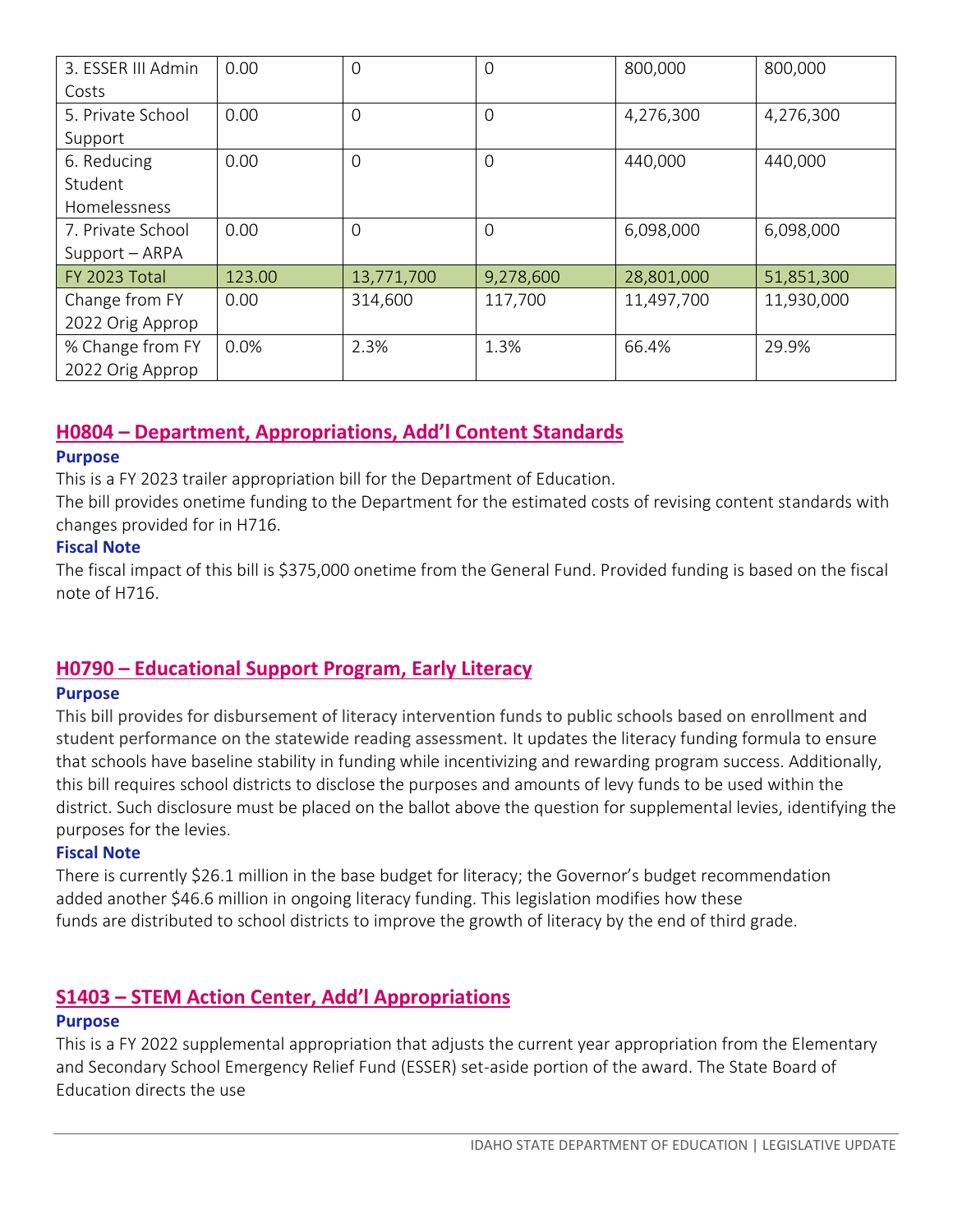| 3. ESSER III Admin Costs | 0.00 | 0 | 0 | 800,000 | 800,000 |
|---|---|---|---|---|---|
| 5. Private School Support | 0.00 | 0 | 0 | 4,276,300 | 4,276,300 |
| 6. Reducing Student Homelessness | 0.00 | 0 | 0 | 440,000 | 440,000 |
| 7. Private School Support – ARPA | 0.00 | 0 | 0 | 6,098,000 | 6,098,000 |
| FY 2023 Total | 123.00 | 13,771,700 | 9,278,600 | 28,801,000 | 51,851,300 |
| Change from FY 2022 Orig Approp | 0.00 | 314,600 | 117,700 | 11,497,700 | 11,930,000 |
| % Change from FY 2022 Orig Approp | 0.0% | 2.3% | 1.3% | 66.4% | 29.9% |

## H0804 – Department, Appropriations, Add'l Content Standards

### Purpose

This is a FY 2023 trailer appropriation bill for the Department of Education.
The bill provides onetime funding to the Department for the estimated costs of revising content standards with changes provided for in H716.

### Fiscal Note

The fiscal impact of this bill is $375,000 onetime from the General Fund. Provided funding is based on the fiscal note of H716.

## H0790 – Educational Support Program, Early Literacy

### Purpose

This bill provides for disbursement of literacy intervention funds to public schools based on enrollment and student performance on the statewide reading assessment. It updates the literacy funding formula to ensure that schools have baseline stability in funding while incentivizing and rewarding program success. Additionally, this bill requires school districts to disclose the purposes and amounts of levy funds to be used within the district. Such disclosure must be placed on the ballot above the question for supplemental levies, identifying the purposes for the levies.

### Fiscal Note

There is currently $26.1 million in the base budget for literacy; the Governor's budget recommendation added another $46.6 million in ongoing literacy funding. This legislation modifies how these funds are distributed to school districts to improve the growth of literacy by the end of third grade.

## S1403 – STEM Action Center, Add'l Appropriations

### Purpose

This is a FY 2022 supplemental appropriation that adjusts the current year appropriation from the Elementary and Secondary School Emergency Relief Fund (ESSER) set-aside portion of the award. The State Board of Education directs the use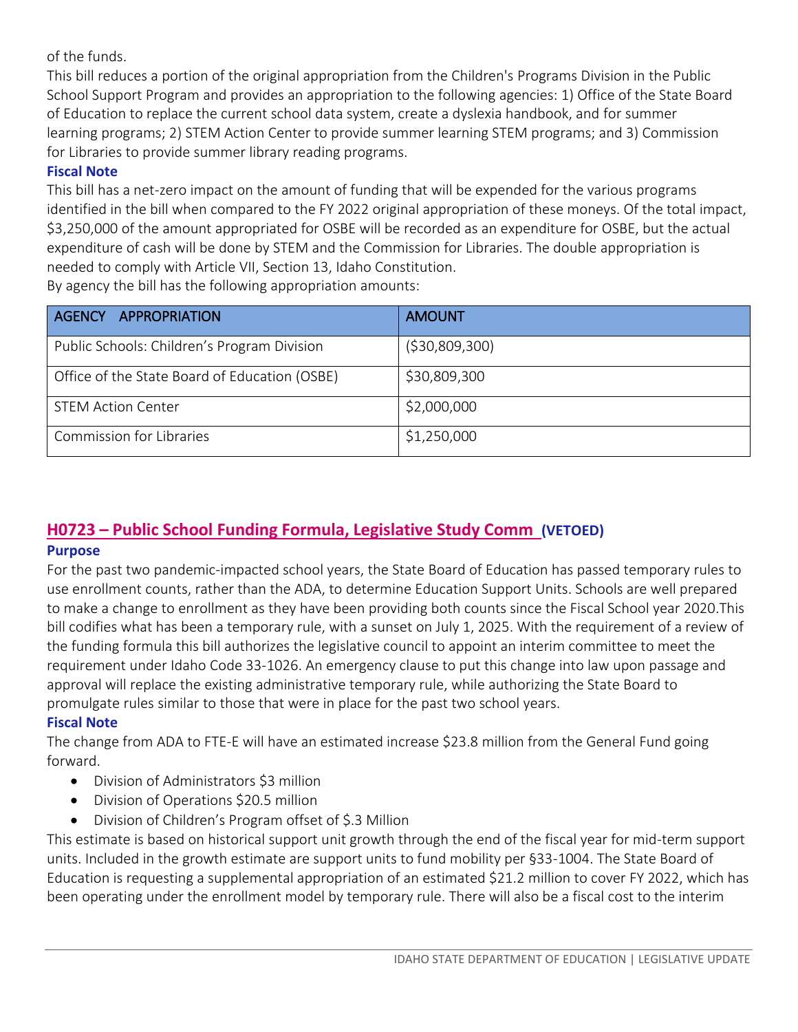of the funds.
This bill reduces a portion of the original appropriation from the Children's Programs Division in the Public School Support Program and provides an appropriation to the following agencies: 1) Office of the State Board of Education to replace the current school data system, create a dyslexia handbook, and for summer learning programs; 2) STEM Action Center to provide summer learning STEM programs; and 3) Commission for Libraries to provide summer library reading programs.

### Fiscal Note

This bill has a net-zero impact on the amount of funding that will be expended for the various programs identified in the bill when compared to the FY 2022 original appropriation of these moneys. Of the total impact, $3,250,000 of the amount appropriated for OSBE will be recorded as an expenditure for OSBE, but the actual expenditure of cash will be done by STEM and the Commission for Libraries. The double appropriation is needed to comply with Article VII, Section 13, Idaho Constitution.
By agency the bill has the following appropriation amounts:

| AGENCY APPROPRIATION | AMOUNT |
|---|---|
| Public Schools: Children's Program Division | ($30,809,300) |
| Office of the State Board of Education (OSBE) | $30,809,300 |
| STEM Action Center | $2,000,000 |
| Commission for Libraries | $1,250,000 |

## H0723 – Public School Funding Formula, Legislative Study Comm (VETOED)

### Purpose

For the past two pandemic-impacted school years, the State Board of Education has passed temporary rules to use enrollment counts, rather than the ADA, to determine Education Support Units. Schools are well prepared to make a change to enrollment as they have been providing both counts since the Fiscal School year 2020.This bill codifies what has been a temporary rule, with a sunset on July 1, 2025. With the requirement of a review of the funding formula this bill authorizes the legislative council to appoint an interim committee to meet the requirement under Idaho Code 33-1026. An emergency clause to put this change into law upon passage and approval will replace the existing administrative temporary rule, while authorizing the State Board to promulgate rules similar to those that were in place for the past two school years.

### Fiscal Note

The change from ADA to FTE-E will have an estimated increase $23.8 million from the General Fund going forward.

- Division of Administrators $3 million
- Division of Operations $20.5 million
- Division of Children's Program offset of $.3 Million

This estimate is based on historical support unit growth through the end of the fiscal year for mid-term support units. Included in the growth estimate are support units to fund mobility per §33-1004. The State Board of Education is requesting a supplemental appropriation of an estimated $21.2 million to cover FY 2022, which has been operating under the enrollment model by temporary rule. There will also be a fiscal cost to the interim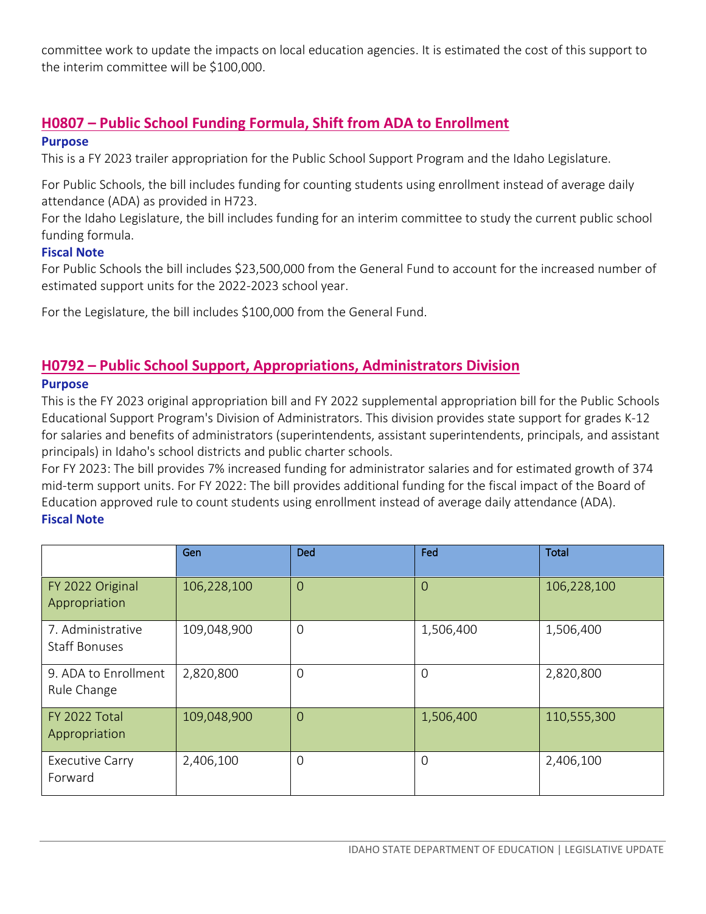committee work to update the impacts on local education agencies. It is estimated the cost of this support to the interim committee will be $100,000.

## H0807 – Public School Funding Formula, Shift from ADA to Enrollment

### Purpose

This is a FY 2023 trailer appropriation for the Public School Support Program and the Idaho Legislature.

For Public Schools, the bill includes funding for counting students using enrollment instead of average daily attendance (ADA) as provided in H723.

For the Idaho Legislature, the bill includes funding for an interim committee to study the current public school funding formula.

### Fiscal Note

For Public Schools the bill includes $23,500,000 from the General Fund to account for the increased number of estimated support units for the 2022-2023 school year.

For the Legislature, the bill includes $100,000 from the General Fund.

## H0792 – Public School Support, Appropriations, Administrators Division

### Purpose

This is the FY 2023 original appropriation bill and FY 2022 supplemental appropriation bill for the Public Schools Educational Support Program's Division of Administrators. This division provides state support for grades K-12 for salaries and benefits of administrators (superintendents, assistant superintendents, principals, and assistant principals) in Idaho's school districts and public charter schools.

For FY 2023: The bill provides 7% increased funding for administrator salaries and for estimated growth of 374 mid-term support units. For FY 2022: The bill provides additional funding for the fiscal impact of the Board of Education approved rule to count students using enrollment instead of average daily attendance (ADA).

### Fiscal Note

| | Gen | Ded | Fed | Total |
|---|---|---|---|---|
| FY 2022 Original Appropriation | 106,228,100 | 0 | 0 | 106,228,100 |
| 7. Administrative Staff Bonuses | 109,048,900 | 0 | 1,506,400 | 1,506,400 |
| 9. ADA to Enrollment Rule Change | 2,820,800 | 0 | 0 | 2,820,800 |
| FY 2022 Total Appropriation | 109,048,900 | 0 | 1,506,400 | 110,555,300 |
| Executive Carry Forward | 2,406,100 | 0 | 0 | 2,406,100 |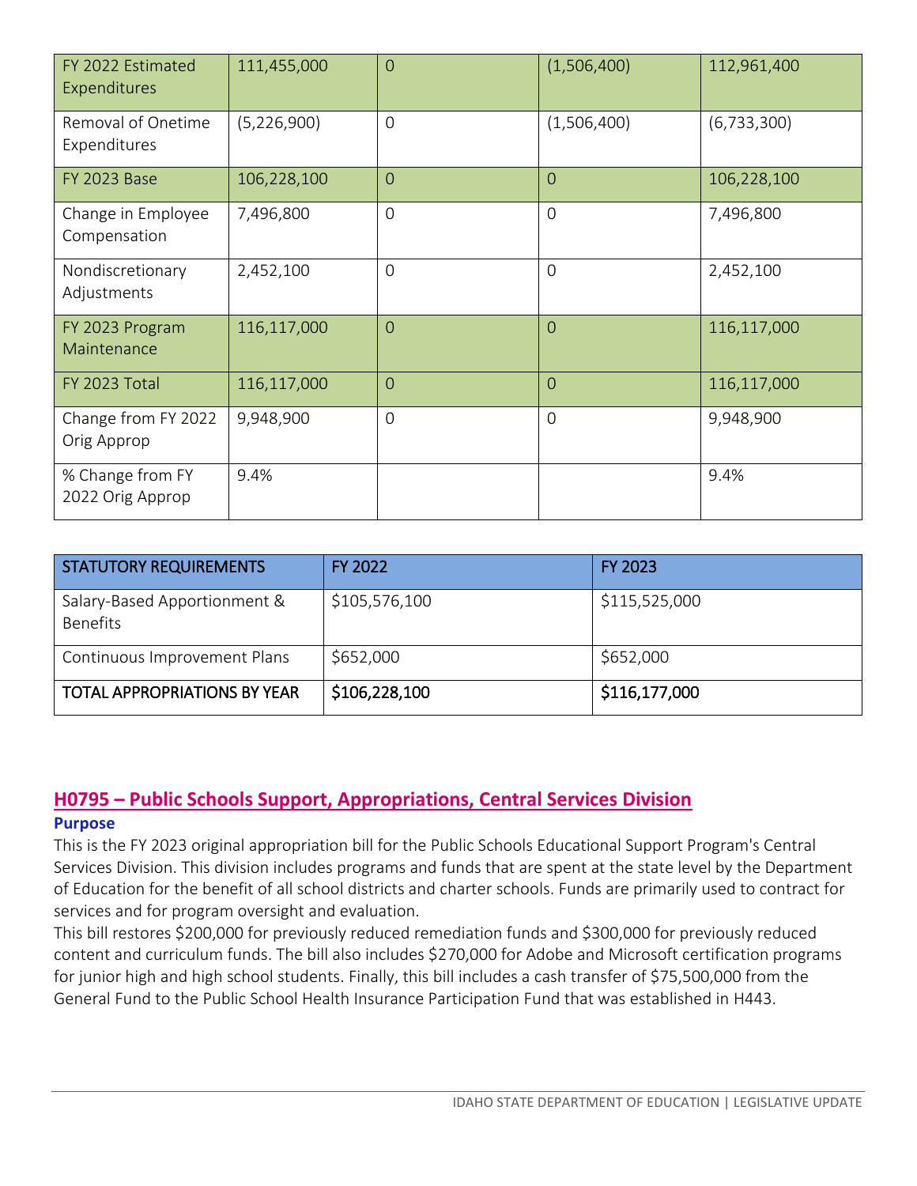| FY 2022 Estimated Expenditures | 111,455,000 | 0 | (1,506,400) | 112,961,400 |
| --- | --- | --- | --- | --- |
| Removal of Onetime Expenditures | (5,226,900) | 0 | (1,506,400) | (6,733,300) |
| FY 2023 Base | 106,228,100 | 0 | 0 | 106,228,100 |
| Change in Employee Compensation | 7,496,800 | 0 | 0 | 7,496,800 |
| Nondiscretionary Adjustments | 2,452,100 | 0 | 0 | 2,452,100 |
| FY 2023 Program Maintenance | 116,117,000 | 0 | 0 | 116,117,000 |
| FY 2023 Total | 116,117,000 | 0 | 0 | 116,117,000 |
| Change from FY 2022 Orig Approp | 9,948,900 | 0 | 0 | 9,948,900 |
| % Change from FY 2022 Orig Approp | 9.4% | | | 9.4% |

| STATUTORY REQUIREMENTS | FY 2022 | FY 2023 |
| --- | --- | --- |
| Salary-Based Apportionment & Benefits | $105,576,100 | $115,525,000 |
| Continuous Improvement Plans | $652,000 | $652,000 |
| **TOTAL APPROPRIATIONS BY YEAR** | **$106,228,100** | **$116,177,000** |

## H0795 – Public Schools Support, Appropriations, Central Services Division

### Purpose

This is the FY 2023 original appropriation bill for the Public Schools Educational Support Program's Central Services Division. This division includes programs and funds that are spent at the state level by the Department of Education for the benefit of all school districts and charter schools. Funds are primarily used to contract for services and for program oversight and evaluation.

This bill restores $200,000 for previously reduced remediation funds and $300,000 for previously reduced content and curriculum funds. The bill also includes $270,000 for Adobe and Microsoft certification programs for junior high and high school students. Finally, this bill includes a cash transfer of $75,500,000 from the General Fund to the Public School Health Insurance Participation Fund that was established in H443.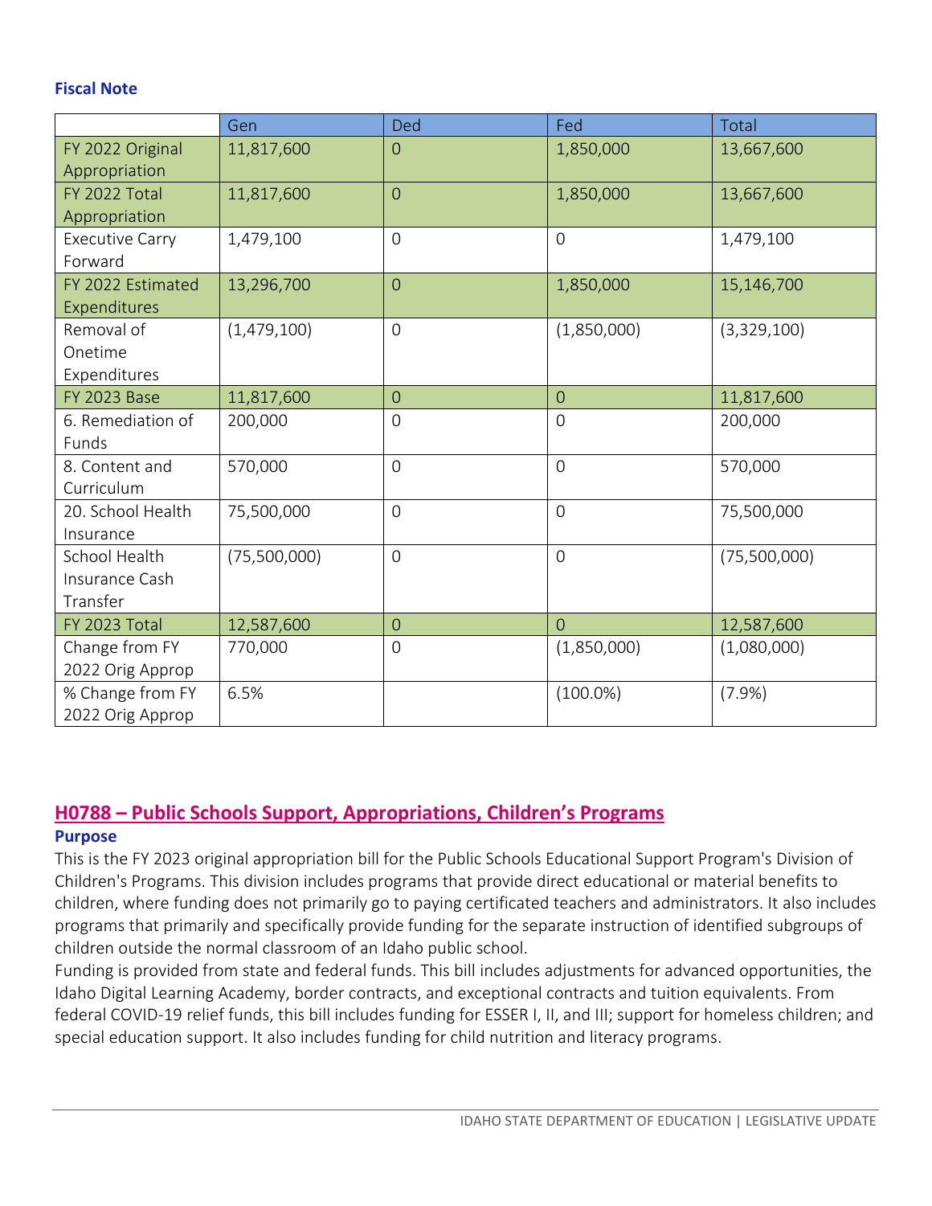### Fiscal Note

| | Gen | Ded | Fed | Total |
|---|---|---|---|---|
| FY 2022 Original Appropriation | 11,817,600 | 0 | 1,850,000 | 13,667,600 |
| FY 2022 Total Appropriation | 11,817,600 | 0 | 1,850,000 | 13,667,600 |
| Executive Carry Forward | 1,479,100 | 0 | 0 | 1,479,100 |
| FY 2022 Estimated Expenditures | 13,296,700 | 0 | 1,850,000 | 15,146,700 |
| Removal of Onetime Expenditures | (1,479,100) | 0 | (1,850,000) | (3,329,100) |
| FY 2023 Base | 11,817,600 | 0 | 0 | 11,817,600 |
| 6. Remediation of Funds | 200,000 | 0 | 0 | 200,000 |
| 8. Content and Curriculum | 570,000 | 0 | 0 | 570,000 |
| 20. School Health Insurance | 75,500,000 | 0 | 0 | 75,500,000 |
| School Health Insurance Cash Transfer | (75,500,000) | 0 | 0 | (75,500,000) |
| FY 2023 Total | 12,587,600 | 0 | 0 | 12,587,600 |
| Change from FY 2022 Orig Approp | 770,000 | 0 | (1,850,000) | (1,080,000) |
| % Change from FY 2022 Orig Approp | 6.5% | | (100.0%) | (7.9%) |

## H0788 – Public Schools Support, Appropriations, Children's Programs

### Purpose

This is the FY 2023 original appropriation bill for the Public Schools Educational Support Program's Division of Children's Programs. This division includes programs that provide direct educational or material benefits to children, where funding does not primarily go to paying certificated teachers and administrators. It also includes programs that primarily and specifically provide funding for the separate instruction of identified subgroups of children outside the normal classroom of an Idaho public school.

Funding is provided from state and federal funds. This bill includes adjustments for advanced opportunities, the Idaho Digital Learning Academy, border contracts, and exceptional contracts and tuition equivalents. From federal COVID-19 relief funds, this bill includes funding for ESSER I, II, and III; support for homeless children; and special education support. It also includes funding for child nutrition and literacy programs.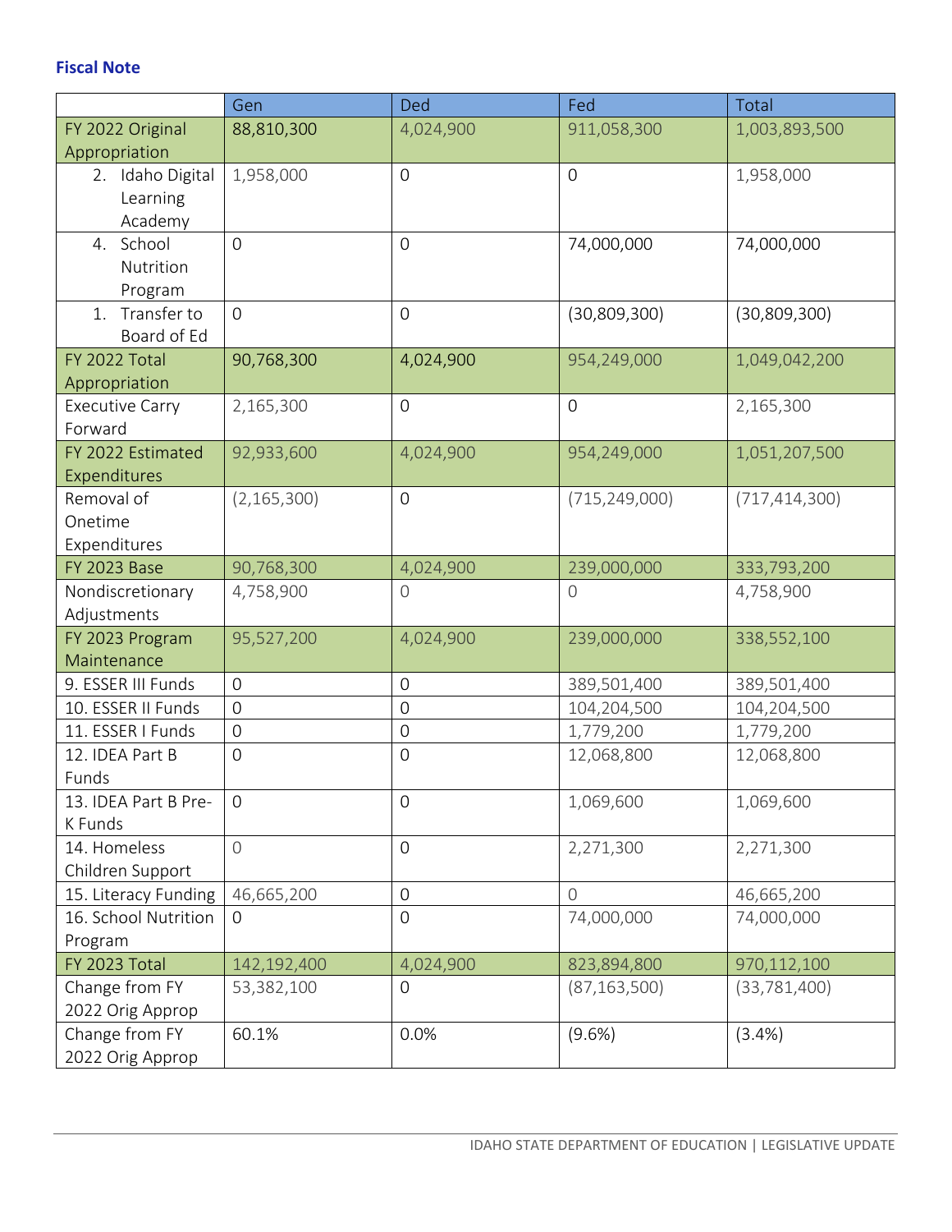### Fiscal Note

| | Gen | Ded | Fed | Total |
|---|---|---|---|---|
| FY 2022 Original Appropriation | 88,810,300 | 4,024,900 | 911,058,300 | 1,003,893,500 |
| 2. Idaho Digital Learning Academy | 1,958,000 | 0 | 0 | 1,958,000 |
| 4. School Nutrition Program | 0 | 0 | 74,000,000 | 74,000,000 |
| 1. Transfer to Board of Ed | 0 | 0 | (30,809,300) | (30,809,300) |
| FY 2022 Total Appropriation | 90,768,300 | 4,024,900 | 954,249,000 | 1,049,042,200 |
| Executive Carry Forward | 2,165,300 | 0 | 0 | 2,165,300 |
| FY 2022 Estimated Expenditures | 92,933,600 | 4,024,900 | 954,249,000 | 1,051,207,500 |
| Removal of Onetime Expenditures | (2,165,300) | 0 | (715,249,000) | (717,414,300) |
| FY 2023 Base | 90,768,300 | 4,024,900 | 239,000,000 | 333,793,200 |
| Nondiscretionary Adjustments | 4,758,900 | 0 | 0 | 4,758,900 |
| FY 2023 Program Maintenance | 95,527,200 | 4,024,900 | 239,000,000 | 338,552,100 |
| 9. ESSER III Funds | 0 | 0 | 389,501,400 | 389,501,400 |
| 10. ESSER II Funds | 0 | 0 | 104,204,500 | 104,204,500 |
| 11. ESSER I Funds | 0 | 0 | 1,779,200 | 1,779,200 |
| 12. IDEA Part B Funds | 0 | 0 | 12,068,800 | 12,068,800 |
| 13. IDEA Part B Pre-K Funds | 0 | 0 | 1,069,600 | 1,069,600 |
| 14. Homeless Children Support | 0 | 0 | 2,271,300 | 2,271,300 |
| 15. Literacy Funding | 46,665,200 | 0 | 0 | 46,665,200 |
| 16. School Nutrition Program | 0 | 0 | 74,000,000 | 74,000,000 |
| FY 2023 Total | 142,192,400 | 4,024,900 | 823,894,800 | 970,112,100 |
| Change from FY 2022 Orig Approp | 53,382,100 | 0 | (87,163,500) | (33,781,400) |
| Change from FY 2022 Orig Approp | 60.1% | 0.0% | (9.6%) | (3.4%) |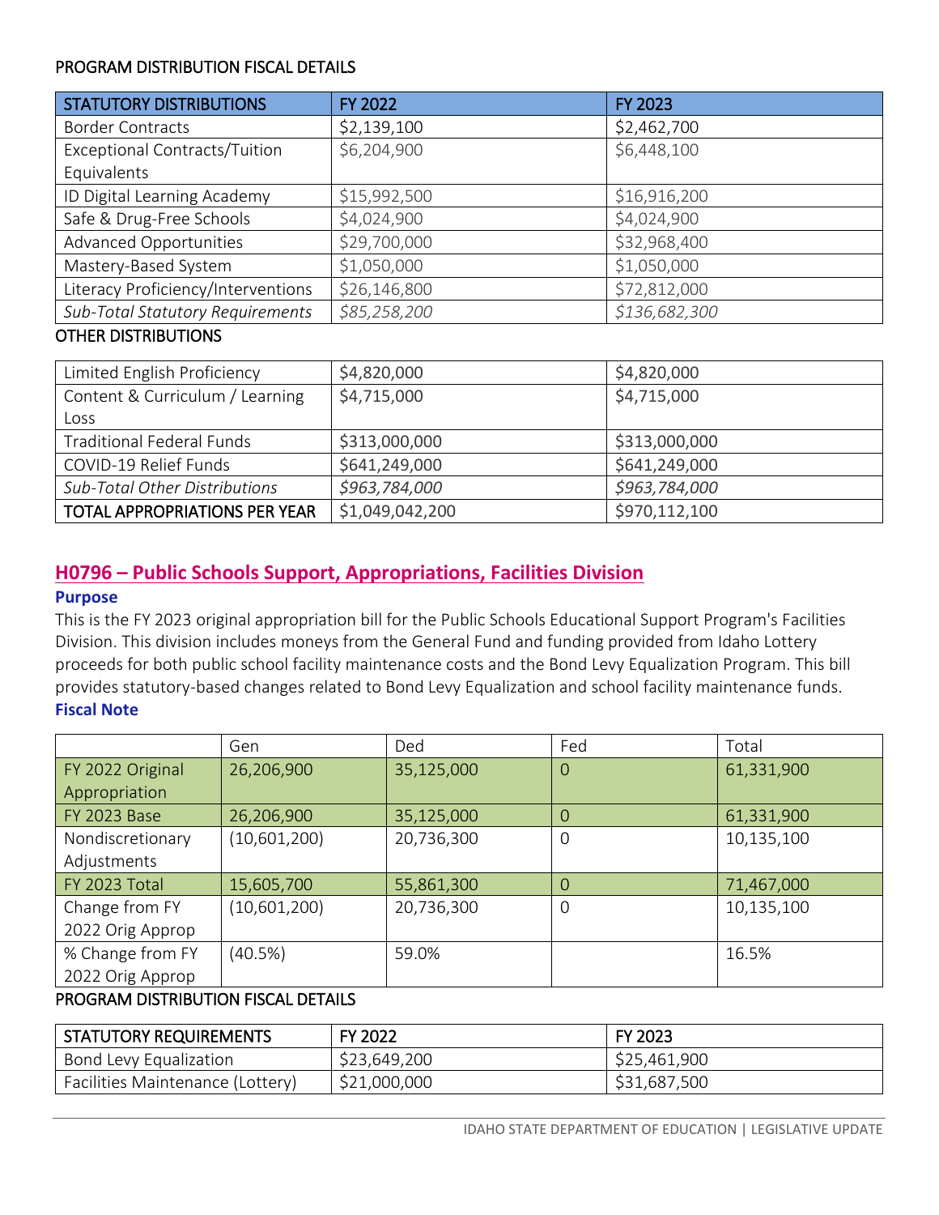PROGRAM DISTRIBUTION FISCAL DETAILS

| STATUTORY DISTRIBUTIONS | FY 2022 | FY 2023 |
|---|---|---|
| Border Contracts | $2,139,100 | $2,462,700 |
| Exceptional Contracts/Tuition Equivalents | $6,204,900 | $6,448,100 |
| ID Digital Learning Academy | $15,992,500 | $16,916,200 |
| Safe & Drug-Free Schools | $4,024,900 | $4,024,900 |
| Advanced Opportunities | $29,700,000 | $32,968,400 |
| Mastery-Based System | $1,050,000 | $1,050,000 |
| Literacy Proficiency/Interventions | $26,146,800 | $72,812,000 |
| *Sub-Total Statutory Requirements* | *$85,258,200* | *$136,682,300* |

OTHER DISTRIBUTIONS

| | | |
|---|---|---|
| Limited English Proficiency | $4,820,000 | $4,820,000 |
| Content & Curriculum / Learning Loss | $4,715,000 | $4,715,000 |
| Traditional Federal Funds | $313,000,000 | $313,000,000 |
| COVID-19 Relief Funds | $641,249,000 | $641,249,000 |
| *Sub-Total Other Distributions* | *$963,784,000* | *$963,784,000* |
| TOTAL APPROPRIATIONS PER YEAR | $1,049,042,200 | $970,112,100 |

## H0796 – Public Schools Support, Appropriations, Facilities Division

**Purpose**

This is the FY 2023 original appropriation bill for the Public Schools Educational Support Program's Facilities Division. This division includes moneys from the General Fund and funding provided from Idaho Lottery proceeds for both public school facility maintenance costs and the Bond Levy Equalization Program. This bill provides statutory-based changes related to Bond Levy Equalization and school facility maintenance funds.

**Fiscal Note**

| | Gen | Ded | Fed | Total |
|---|---|---|---|---|
| FY 2022 Original Appropriation | 26,206,900 | 35,125,000 | 0 | 61,331,900 |
| FY 2023 Base | 26,206,900 | 35,125,000 | 0 | 61,331,900 |
| Nondiscretionary Adjustments | (10,601,200) | 20,736,300 | 0 | 10,135,100 |
| FY 2023 Total | 15,605,700 | 55,861,300 | 0 | 71,467,000 |
| Change from FY 2022 Orig Approp | (10,601,200) | 20,736,300 | 0 | 10,135,100 |
| % Change from FY 2022 Orig Approp | (40.5%) | 59.0% | | 16.5% |

PROGRAM DISTRIBUTION FISCAL DETAILS

| STATUTORY REQUIREMENTS | FY 2022 | FY 2023 |
|---|---|---|
| Bond Levy Equalization | $23,649,200 | $25,461,900 |
| Facilities Maintenance (Lottery) | $21,000,000 | $31,687,500 |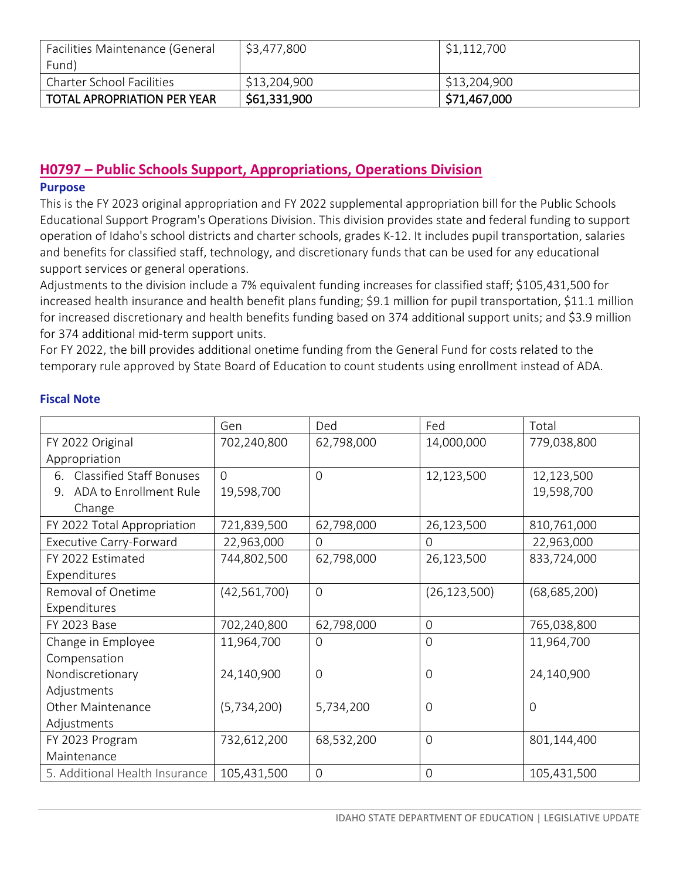| Facilities Maintenance (General Fund) | $3,477,800 | $1,112,700 |
|---|---|---|
| Charter School Facilities | $13,204,900 | $13,204,900 |
| **TOTAL APROPRIATION PER YEAR** | **$61,331,900** | **$71,467,000** |

## H0797 – Public Schools Support, Appropriations, Operations Division

### Purpose

This is the FY 2023 original appropriation and FY 2022 supplemental appropriation bill for the Public Schools Educational Support Program's Operations Division. This division provides state and federal funding to support operation of Idaho's school districts and charter schools, grades K-12. It includes pupil transportation, salaries and benefits for classified staff, technology, and discretionary funds that can be used for any educational support services or general operations.

Adjustments to the division include a 7% equivalent funding increases for classified staff; $105,431,500 for increased health insurance and health benefit plans funding; $9.1 million for pupil transportation, $11.1 million for increased discretionary and health benefits funding based on 374 additional support units; and $3.9 million for 374 additional mid-term support units.

For FY 2022, the bill provides additional onetime funding from the General Fund for costs related to the temporary rule approved by State Board of Education to count students using enrollment instead of ADA.

### Fiscal Note

| | Gen | Ded | Fed | Total |
|---|---|---|---|---|
| FY 2022 Original Appropriation | 702,240,800 | 62,798,000 | 14,000,000 | 779,038,800 |
| 6. Classified Staff Bonuses | 0 | 0 | 12,123,500 | 12,123,500 |
| 9. ADA to Enrollment Rule Change | 19,598,700 | | | 19,598,700 |
| FY 2022 Total Appropriation | 721,839,500 | 62,798,000 | 26,123,500 | 810,761,000 |
| Executive Carry-Forward | 22,963,000 | 0 | 0 | 22,963,000 |
| FY 2022 Estimated Expenditures | 744,802,500 | 62,798,000 | 26,123,500 | 833,724,000 |
| Removal of Onetime Expenditures | (42,561,700) | 0 | (26,123,500) | (68,685,200) |
| FY 2023 Base | 702,240,800 | 62,798,000 | 0 | 765,038,800 |
| Change in Employee Compensation | 11,964,700 | 0 | 0 | 11,964,700 |
| Nondiscretionary Adjustments | 24,140,900 | 0 | 0 | 24,140,900 |
| Other Maintenance Adjustments | (5,734,200) | 5,734,200 | 0 | 0 |
| FY 2023 Program Maintenance | 732,612,200 | 68,532,200 | 0 | 801,144,400 |
| 5. Additional Health Insurance | 105,431,500 | 0 | 0 | 105,431,500 |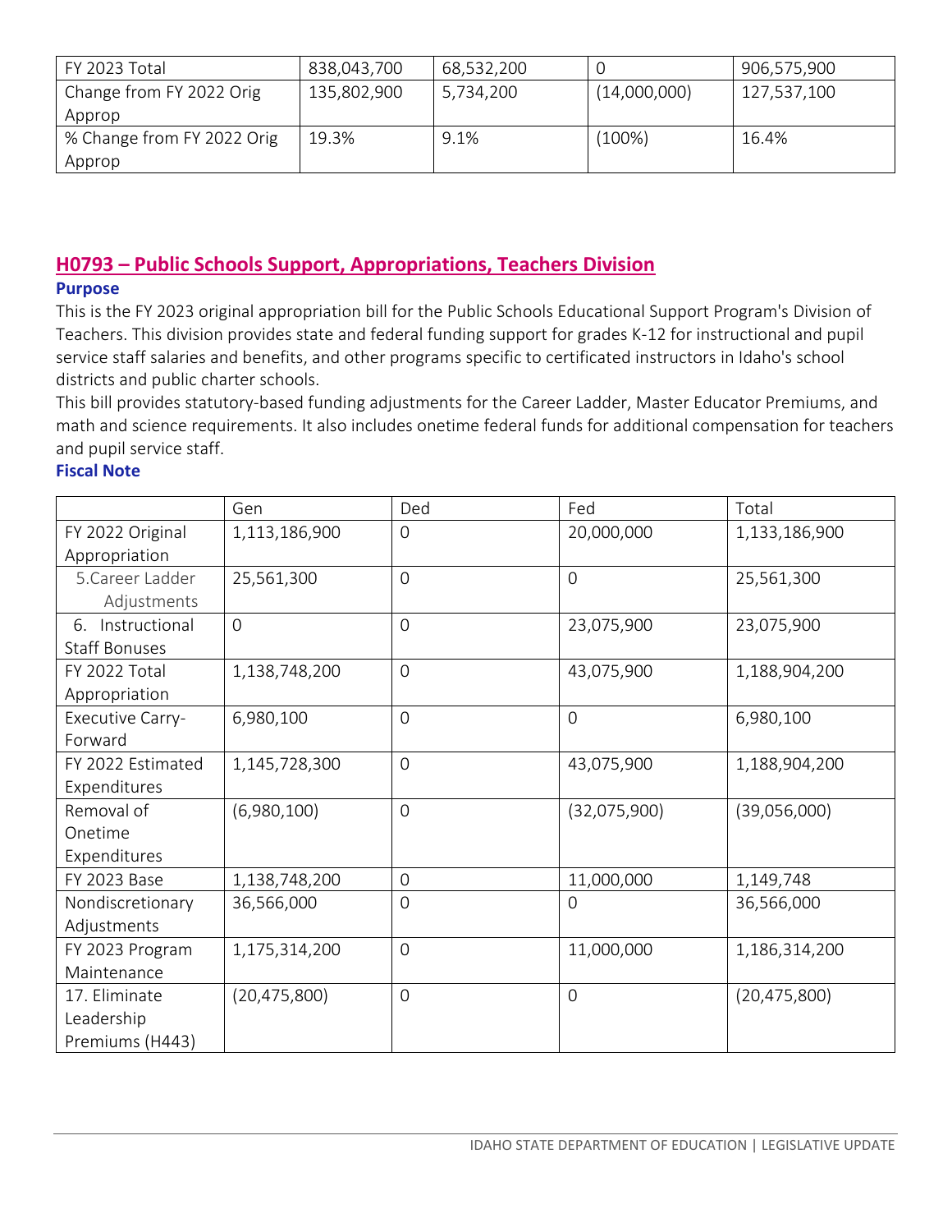| FY 2023 Total | 838,043,700 | 68,532,200 | 0 | 906,575,900 |
|---|---|---|---|---|
| Change from FY 2022 Orig Approp | 135,802,900 | 5,734,200 | (14,000,000) | 127,537,100 |
| % Change from FY 2022 Orig Approp | 19.3% | 9.1% | (100%) | 16.4% |

## H0793 – Public Schools Support, Appropriations, Teachers Division

**Purpose**

This is the FY 2023 original appropriation bill for the Public Schools Educational Support Program's Division of Teachers. This division provides state and federal funding support for grades K-12 for instructional and pupil service staff salaries and benefits, and other programs specific to certificated instructors in Idaho's school districts and public charter schools.

This bill provides statutory-based funding adjustments for the Career Ladder, Master Educator Premiums, and math and science requirements. It also includes onetime federal funds for additional compensation for teachers and pupil service staff.

**Fiscal Note**

| | Gen | Ded | Fed | Total |
|---|---|---|---|---|
| FY 2022 Original Appropriation | 1,113,186,900 | 0 | 20,000,000 | 1,133,186,900 |
| 5.Career Ladder Adjustments | 25,561,300 | 0 | 0 | 25,561,300 |
| 6. Instructional Staff Bonuses | 0 | 0 | 23,075,900 | 23,075,900 |
| FY 2022 Total Appropriation | 1,138,748,200 | 0 | 43,075,900 | 1,188,904,200 |
| Executive Carry-Forward | 6,980,100 | 0 | 0 | 6,980,100 |
| FY 2022 Estimated Expenditures | 1,145,728,300 | 0 | 43,075,900 | 1,188,904,200 |
| Removal of Onetime Expenditures | (6,980,100) | 0 | (32,075,900) | (39,056,000) |
| FY 2023 Base | 1,138,748,200 | 0 | 11,000,000 | 1,149,748 |
| Nondiscretionary Adjustments | 36,566,000 | 0 | 0 | 36,566,000 |
| FY 2023 Program Maintenance | 1,175,314,200 | 0 | 11,000,000 | 1,186,314,200 |
| 17. Eliminate Leadership Premiums (H443) | (20,475,800) | 0 | 0 | (20,475,800) |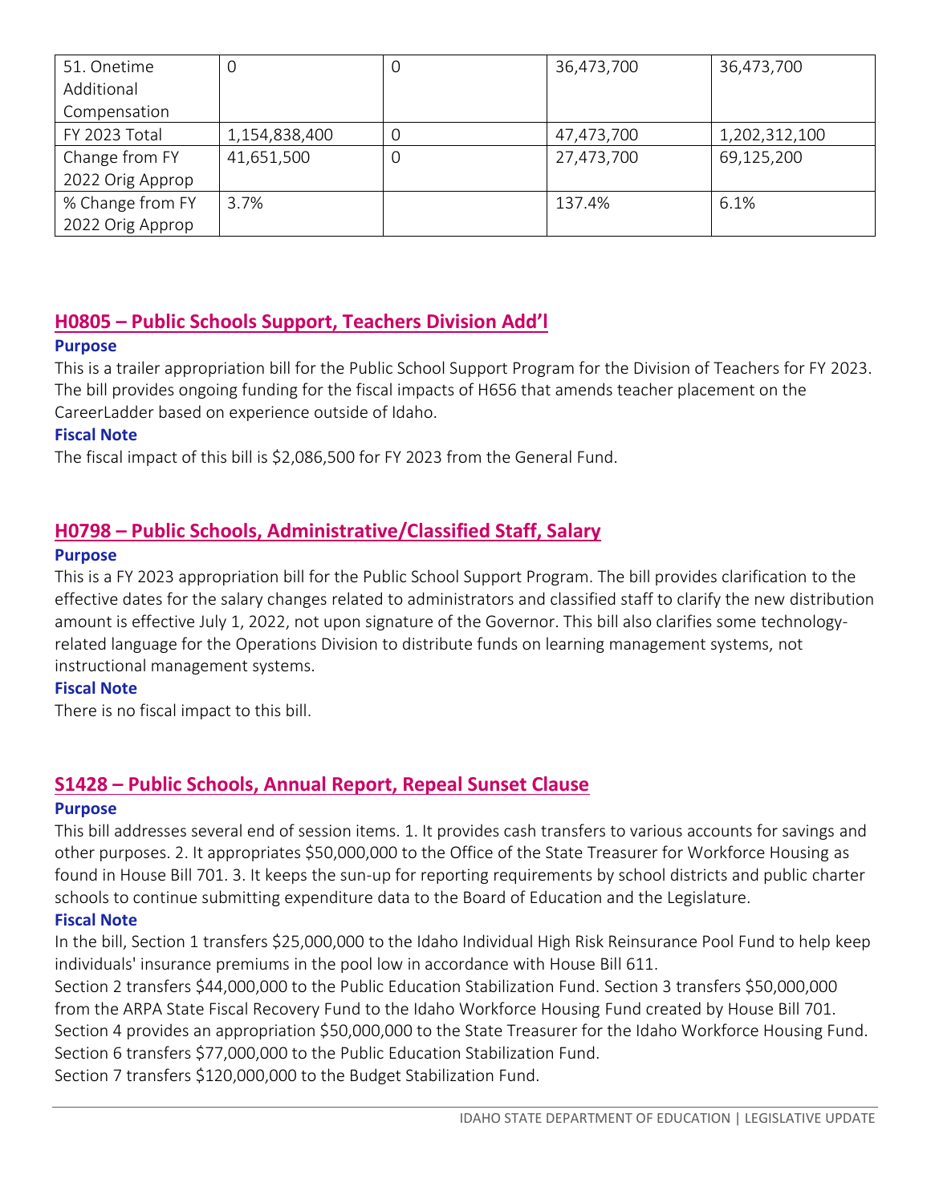| | | | | |
|---|---|---|---|---|
| 51. Onetime Additional Compensation | 0 | 0 | 36,473,700 | 36,473,700 |
| FY 2023 Total | 1,154,838,400 | 0 | 47,473,700 | 1,202,312,100 |
| Change from FY 2022 Orig Approp | 41,651,500 | 0 | 27,473,700 | 69,125,200 |
| % Change from FY 2022 Orig Approp | 3.7% | | 137.4% | 6.1% |

## H0805 – Public Schools Support, Teachers Division Add'l

**Purpose**

This is a trailer appropriation bill for the Public School Support Program for the Division of Teachers for FY 2023. The bill provides ongoing funding for the fiscal impacts of H656 that amends teacher placement on the CareerLadder based on experience outside of Idaho.

**Fiscal Note**

The fiscal impact of this bill is $2,086,500 for FY 2023 from the General Fund.

## H0798 – Public Schools, Administrative/Classified Staff, Salary

**Purpose**

This is a FY 2023 appropriation bill for the Public School Support Program. The bill provides clarification to the effective dates for the salary changes related to administrators and classified staff to clarify the new distribution amount is effective July 1, 2022, not upon signature of the Governor. This bill also clarifies some technology-related language for the Operations Division to distribute funds on learning management systems, not instructional management systems.

**Fiscal Note**

There is no fiscal impact to this bill.

## S1428 – Public Schools, Annual Report, Repeal Sunset Clause

**Purpose**

This bill addresses several end of session items. 1. It provides cash transfers to various accounts for savings and other purposes. 2. It appropriates $50,000,000 to the Office of the State Treasurer for Workforce Housing as found in House Bill 701. 3. It keeps the sun-up for reporting requirements by school districts and public charter schools to continue submitting expenditure data to the Board of Education and the Legislature.

**Fiscal Note**

In the bill, Section 1 transfers $25,000,000 to the Idaho Individual High Risk Reinsurance Pool Fund to help keep individuals' insurance premiums in the pool low in accordance with House Bill 611.

Section 2 transfers $44,000,000 to the Public Education Stabilization Fund. Section 3 transfers $50,000,000 from the ARPA State Fiscal Recovery Fund to the Idaho Workforce Housing Fund created by House Bill 701.

Section 4 provides an appropriation $50,000,000 to the State Treasurer for the Idaho Workforce Housing Fund.

Section 6 transfers $77,000,000 to the Public Education Stabilization Fund.

Section 7 transfers $120,000,000 to the Budget Stabilization Fund.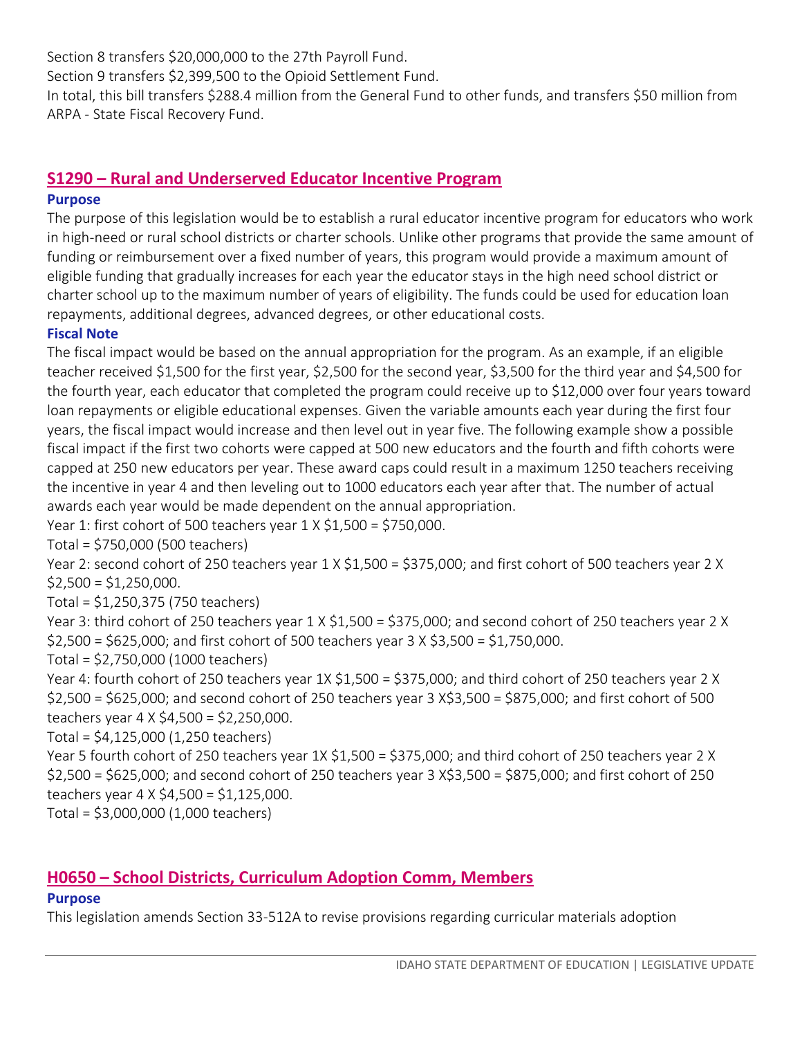Section 8 transfers $20,000,000 to the 27th Payroll Fund.
Section 9 transfers $2,399,500 to the Opioid Settlement Fund.
In total, this bill transfers $288.4 million from the General Fund to other funds, and transfers $50 million from ARPA - State Fiscal Recovery Fund.

## S1290 – Rural and Underserved Educator Incentive Program

### Purpose

The purpose of this legislation would be to establish a rural educator incentive program for educators who work in high-need or rural school districts or charter schools. Unlike other programs that provide the same amount of funding or reimbursement over a fixed number of years, this program would provide a maximum amount of eligible funding that gradually increases for each year the educator stays in the high need school district or charter school up to the maximum number of years of eligibility. The funds could be used for education loan repayments, additional degrees, advanced degrees, or other educational costs.

### Fiscal Note

The fiscal impact would be based on the annual appropriation for the program. As an example, if an eligible teacher received $1,500 for the first year, $2,500 for the second year, $3,500 for the third year and $4,500 for the fourth year, each educator that completed the program could receive up to $12,000 over four years toward loan repayments or eligible educational expenses. Given the variable amounts each year during the first four years, the fiscal impact would increase and then level out in year five. The following example show a possible fiscal impact if the first two cohorts were capped at 500 new educators and the fourth and fifth cohorts were capped at 250 new educators per year. These award caps could result in a maximum 1250 teachers receiving the incentive in year 4 and then leveling out to 1000 educators each year after that. The number of actual awards each year would be made dependent on the annual appropriation.

Year 1: first cohort of 500 teachers year 1 X $1,500 = $750,000.
Total = $750,000 (500 teachers)
Year 2: second cohort of 250 teachers year 1 X $1,500 = $375,000; and first cohort of 500 teachers year 2 X $2,500 = $1,250,000.
Total = $1,250,375 (750 teachers)
Year 3: third cohort of 250 teachers year 1 X $1,500 = $375,000; and second cohort of 250 teachers year 2 X $2,500 = $625,000; and first cohort of 500 teachers year 3 X $3,500 = $1,750,000.
Total = $2,750,000 (1000 teachers)
Year 4: fourth cohort of 250 teachers year 1X $1,500 = $375,000; and third cohort of 250 teachers year 2 X $2,500 = $625,000; and second cohort of 250 teachers year 3 X$3,500 = $875,000; and first cohort of 500 teachers year 4 X $4,500 = $2,250,000.
Total = $4,125,000 (1,250 teachers)
Year 5 fourth cohort of 250 teachers year 1X $1,500 = $375,000; and third cohort of 250 teachers year 2 X $2,500 = $625,000; and second cohort of 250 teachers year 3 X$3,500 = $875,000; and first cohort of 250 teachers year 4 X $4,500 = $1,125,000.
Total = $3,000,000 (1,000 teachers)

## H0650 – School Districts, Curriculum Adoption Comm, Members

### Purpose

This legislation amends Section 33-512A to revise provisions regarding curricular materials adoption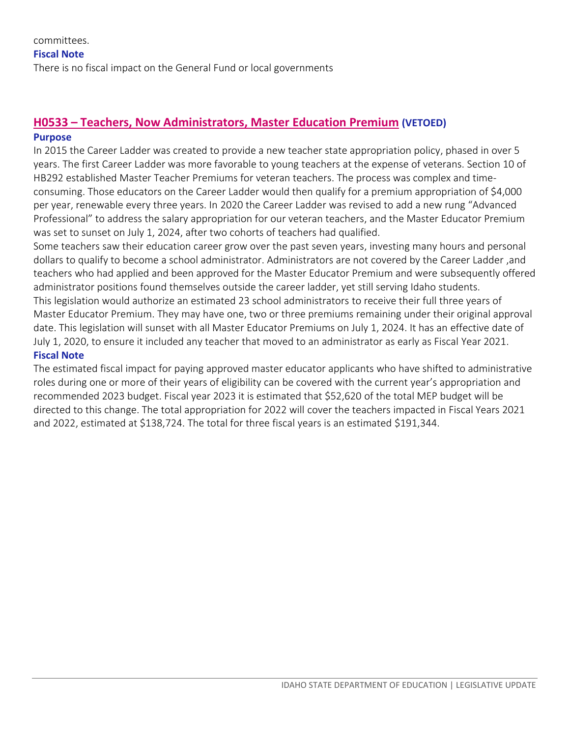committees.

**Fiscal Note**

There is no fiscal impact on the General Fund or local governments

## H0533 – Teachers, Now Administrators, Master Education Premium (VETOED)

**Purpose**

In 2015 the Career Ladder was created to provide a new teacher state appropriation policy, phased in over 5 years. The first Career Ladder was more favorable to young teachers at the expense of veterans. Section 10 of HB292 established Master Teacher Premiums for veteran teachers. The process was complex and time-consuming. Those educators on the Career Ladder would then qualify for a premium appropriation of $4,000 per year, renewable every three years. In 2020 the Career Ladder was revised to add a new rung "Advanced Professional" to address the salary appropriation for our veteran teachers, and the Master Educator Premium was set to sunset on July 1, 2024, after two cohorts of teachers had qualified.

Some teachers saw their education career grow over the past seven years, investing many hours and personal dollars to qualify to become a school administrator. Administrators are not covered by the Career Ladder ,and teachers who had applied and been approved for the Master Educator Premium and were subsequently offered administrator positions found themselves outside the career ladder, yet still serving Idaho students.

This legislation would authorize an estimated 23 school administrators to receive their full three years of Master Educator Premium. They may have one, two or three premiums remaining under their original approval date. This legislation will sunset with all Master Educator Premiums on July 1, 2024. It has an effective date of July 1, 2020, to ensure it included any teacher that moved to an administrator as early as Fiscal Year 2021.

**Fiscal Note**

The estimated fiscal impact for paying approved master educator applicants who have shifted to administrative roles during one or more of their years of eligibility can be covered with the current year's appropriation and recommended 2023 budget. Fiscal year 2023 it is estimated that $52,620 of the total MEP budget will be directed to this change. The total appropriation for 2022 will cover the teachers impacted in Fiscal Years 2021 and 2022, estimated at $138,724. The total for three fiscal years is an estimated $191,344.